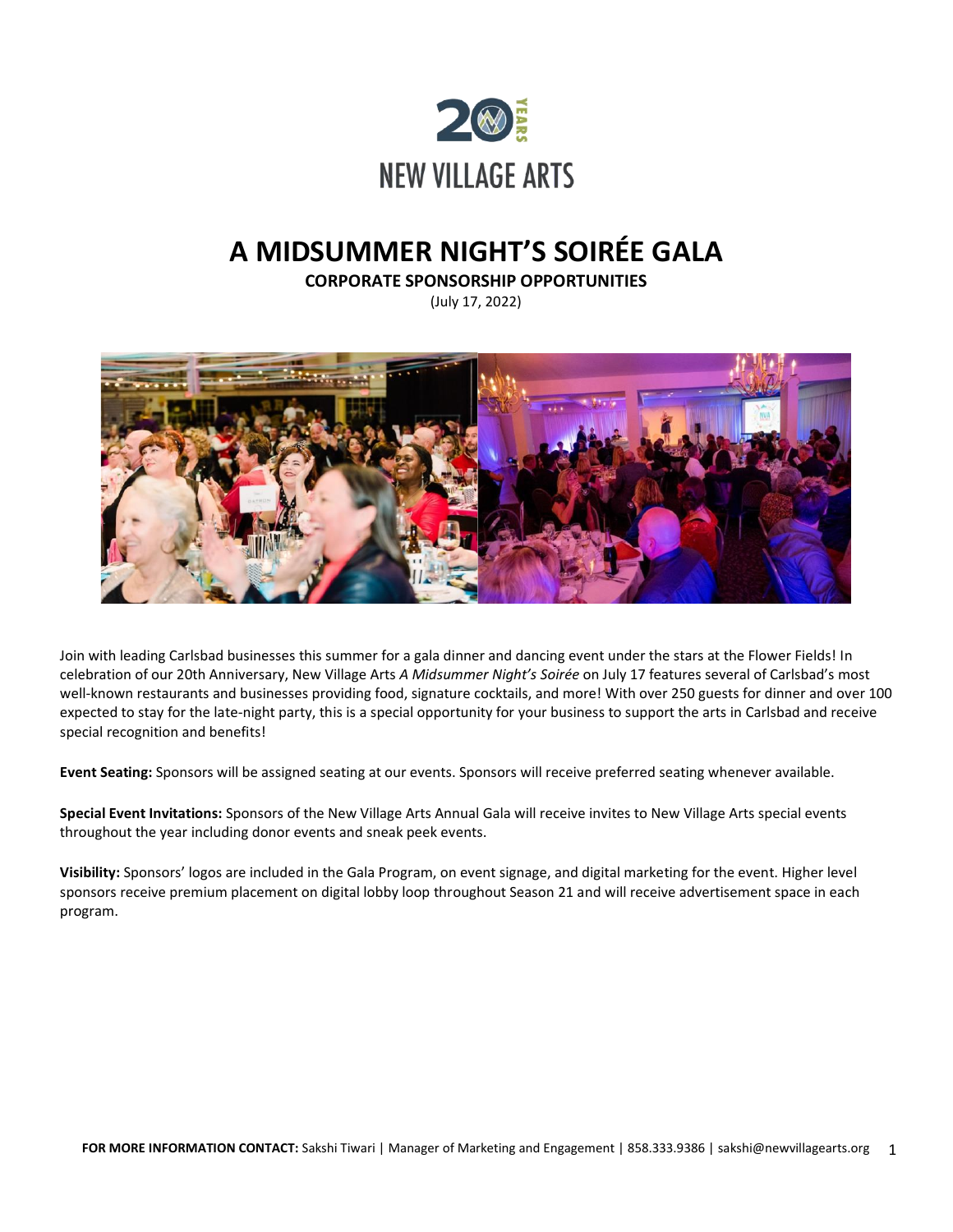20 YEARS

NEW VILLAGE ARTS

# A MIDSUMMER NIGHT'S SOIRÉE GALA

**CORPORATE SPONSORSHIP OPPORTUNITIES**

(July 17, 2022)

Join with leading Carlsbad businesses this summer for a gala dinner and dancing event under the stars at the Flower Fields! In celebration of our 20th Anniversary, New Village Arts *A Midsummer Night's Soirée* on July 17 features several of Carlsbad's most well-known restaurants and businesses providing food, signature cocktails, and more! With over 250 guests for dinner and over 100 expected to stay for the late-night party, this is a special opportunity for your business to support the arts in Carlsbad and receive special recognition and benefits!

**Event Seating:** Sponsors will be assigned seating at our events. Sponsors will receive preferred seating whenever available.

**Special Event Invitations:** Sponsors of the New Village Arts Annual Gala will receive invites to New Village Arts special events throughout the year including donor events and sneak peek events.

**Visibility:** Sponsors' logos are included in the Gala Program, on event signage, and digital marketing for the event. Higher level sponsors receive premium placement on digital lobby loop throughout Season 21 and will receive advertisement space in each program.

**FOR MORE INFORMATION CONTACT:** Sakshi Tiwari | Manager of Marketing and Engagement | 858.333.9386 | sakshi@newvillagearts.org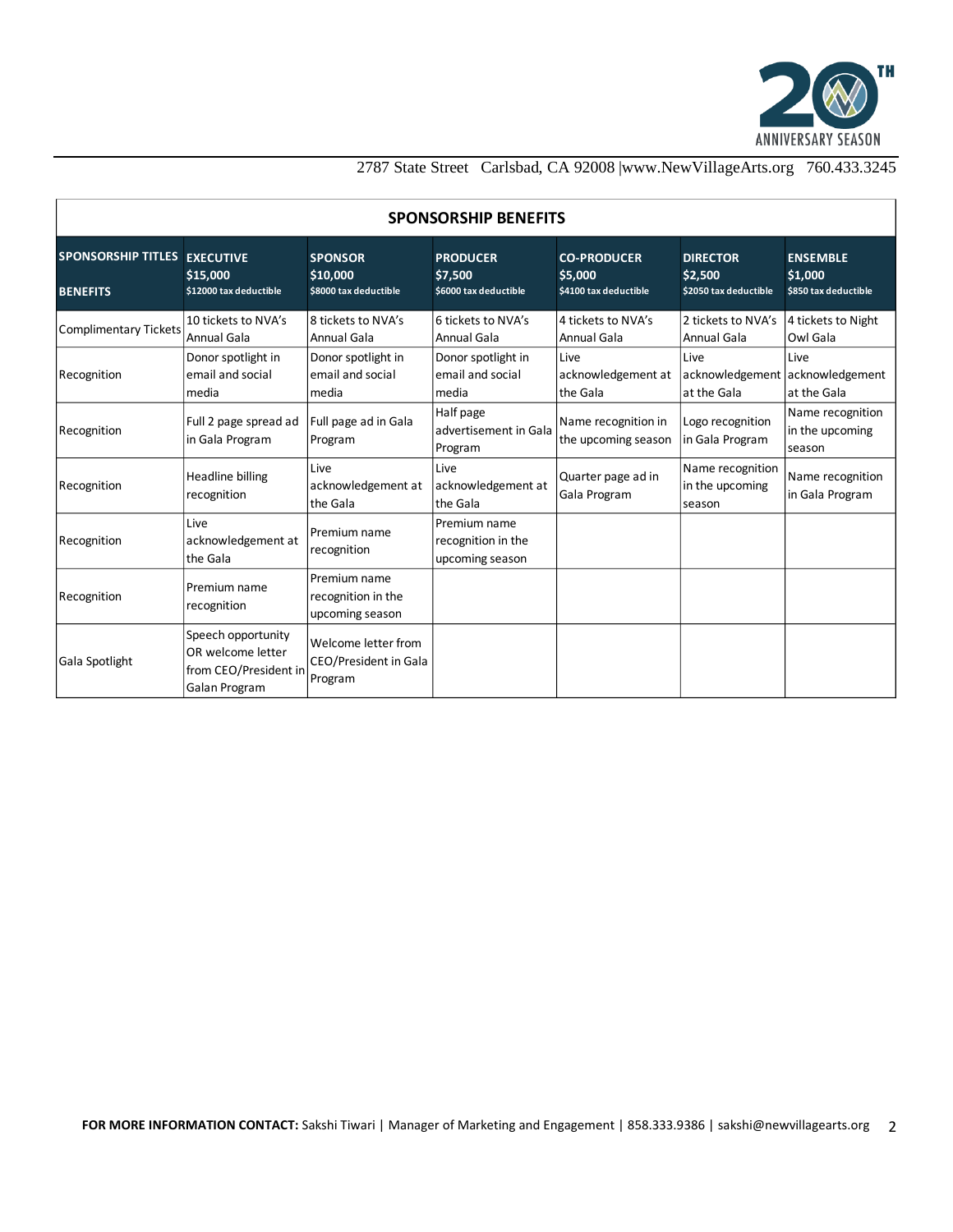2787 State Street Carlsbad, CA 92008 |www.NewVillageArts.org 760.433.3245

## SPONSORSHIP BENEFITS

| SPONSORSHIP TITLES / BENEFITS | EXECUTIVE $15,000 $12000 tax deductible | SPONSOR $10,000 $8000 tax deductible | PRODUCER $7,500 $6000 tax deductible | CO-PRODUCER $5,000 $4100 tax deductible | DIRECTOR $2,500 $2050 tax deductible | ENSEMBLE $1,000 $850 tax deductible |
|---|---|---|---|---|---|---|
| Complimentary Tickets | 10 tickets to NVA's Annual Gala | 8 tickets to NVA's Annual Gala | 6 tickets to NVA's Annual Gala | 4 tickets to NVA's Annual Gala | 2 tickets to NVA's Annual Gala | 4 tickets to Night Owl Gala |
| Recognition | Donor spotlight in email and social media | Donor spotlight in email and social media | Donor spotlight in email and social media | Live acknowledgement at the Gala | Live acknowledgement at the Gala | Live acknowledgement at the Gala |
| Recognition | Full 2 page spread ad in Gala Program | Full page ad in Gala Program | Half page advertisement in Gala Program | Name recognition in the upcoming season | Logo recognition in Gala Program | Name recognition in the upcoming season |
| Recognition | Headline billing recognition | Live acknowledgement at the Gala | Live acknowledgement at the Gala | Quarter page ad in Gala Program | Name recognition in the upcoming season | Name recognition in Gala Program |
| Recognition | Live acknowledgement at the Gala | Premium name recognition | Premium name recognition in the upcoming season | | | |
| Recognition | Premium name recognition | Premium name recognition in the upcoming season | | | | |
| Gala Spotlight | Speech opportunity OR welcome letter from CEO/President in Galan Program | Welcome letter from CEO/President in Gala Program | | | | |

**FOR MORE INFORMATION CONTACT:** Sakshi Tiwari | Manager of Marketing and Engagement | 858.333.9386 | sakshi@newvillagearts.org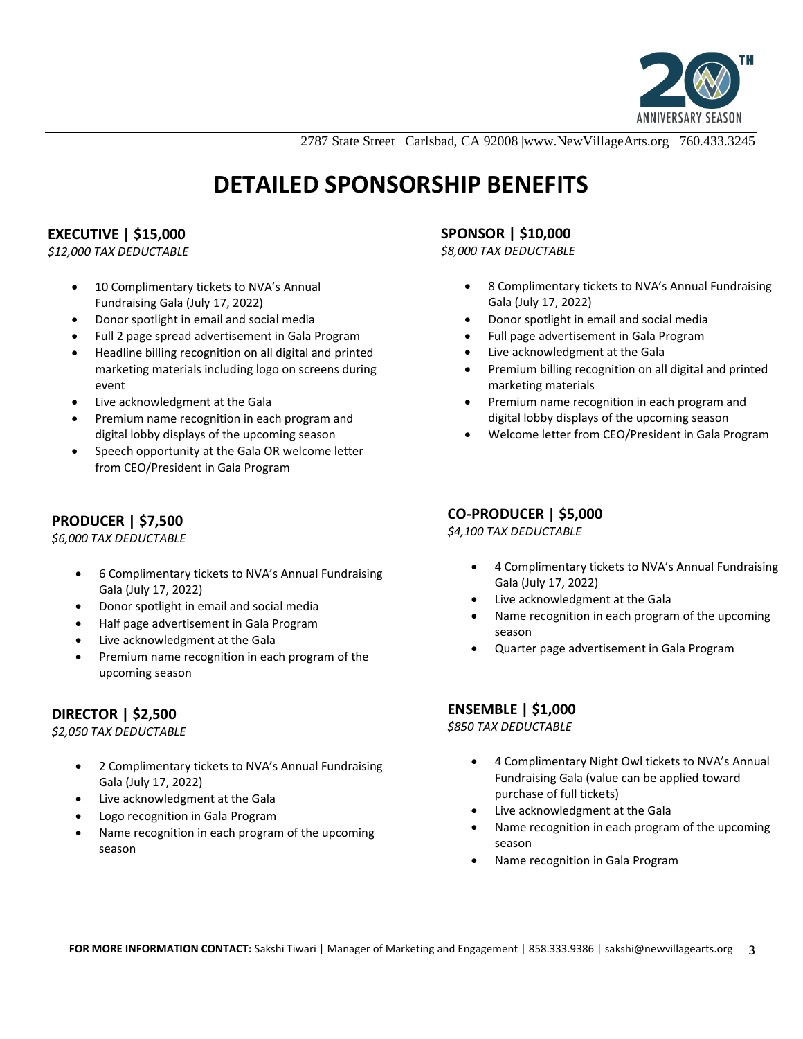2787 State Street Carlsbad, CA 92008 |www.NewVillageArts.org 760.433.3245

# DETAILED SPONSORSHIP BENEFITS

## EXECUTIVE | $15,000

*$12,000 TAX DEDUCTABLE*

- 10 Complimentary tickets to NVA's Annual Fundraising Gala (July 17, 2022)
- Donor spotlight in email and social media
- Full 2 page spread advertisement in Gala Program
- Headline billing recognition on all digital and printed marketing materials including logo on screens during event
- Live acknowledgment at the Gala
- Premium name recognition in each program and digital lobby displays of the upcoming season
- Speech opportunity at the Gala OR welcome letter from CEO/President in Gala Program

## SPONSOR | $10,000

*$8,000 TAX DEDUCTABLE*

- 8 Complimentary tickets to NVA's Annual Fundraising Gala (July 17, 2022)
- Donor spotlight in email and social media
- Full page advertisement in Gala Program
- Live acknowledgment at the Gala
- Premium billing recognition on all digital and printed marketing materials
- Premium name recognition in each program and digital lobby displays of the upcoming season
- Welcome letter from CEO/President in Gala Program

## PRODUCER | $7,500

*$6,000 TAX DEDUCTABLE*

- 6 Complimentary tickets to NVA's Annual Fundraising Gala (July 17, 2022)
- Donor spotlight in email and social media
- Half page advertisement in Gala Program
- Live acknowledgment at the Gala
- Premium name recognition in each program of the upcoming season

## CO-PRODUCER | $5,000

*$4,100 TAX DEDUCTABLE*

- 4 Complimentary tickets to NVA's Annual Fundraising Gala (July 17, 2022)
- Live acknowledgment at the Gala
- Name recognition in each program of the upcoming season
- Quarter page advertisement in Gala Program

## DIRECTOR | $2,500

*$2,050 TAX DEDUCTABLE*

- 2 Complimentary tickets to NVA's Annual Fundraising Gala (July 17, 2022)
- Live acknowledgment at the Gala
- Logo recognition in Gala Program
- Name recognition in each program of the upcoming season

## ENSEMBLE | $1,000

*$850 TAX DEDUCTABLE*

- 4 Complimentary Night Owl tickets to NVA's Annual Fundraising Gala (value can be applied toward purchase of full tickets)
- Live acknowledgment at the Gala
- Name recognition in each program of the upcoming season
- Name recognition in Gala Program

**FOR MORE INFORMATION CONTACT:** Sakshi Tiwari | Manager of Marketing and Engagement | 858.333.9386 | sakshi@newvillagearts.org